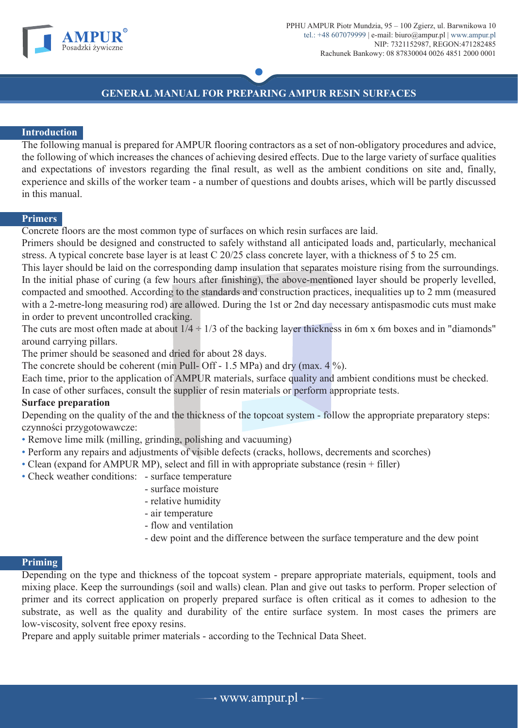# GENERAL MANUAL FOR PREPARING AMPUR RESIN SURFACES

## Introduction

The following manual is prepared for AMPUR flooring contractors as a set of non-obligatory procedures and advice, the following of which increases the chances of achieving desired effects. Due to the large variety of surface qualities and expectations of investors regarding the final result, as well as the ambient conditions on site and, finally, experience and skills of the worker team - a number of questions and doubts arises, which will be partly discussed in this manual.

## Primers

Concrete floors are the most common type of surfaces on which resin surfaces are laid.
Primers should be designed and constructed to safely withstand all anticipated loads and, particularly, mechanical stress. A typical concrete base layer is at least C 20/25 class concrete layer, with a thickness of 5 to 25 cm.
This layer should be laid on the corresponding damp insulation that separates moisture rising from the surroundings. In the initial phase of curing (a few hours after finishing), the above-mentioned layer should be properly levelled, compacted and smoothed. According to the standards and construction practices, inequalities up to 2 mm (measured with a 2-metre-long measuring rod) are allowed. During the 1st or 2nd day necessary antispasmodic cuts must make in order to prevent uncontrolled cracking.
The cuts are most often made at about 1/4 ÷ 1/3 of the backing layer thickness in 6m x 6m boxes and in "diamonds" around carrying pillars.
The primer should be seasoned and dried for about 28 days.
The concrete should be coherent (min Pull- Off - 1.5 MPa) and dry (max. 4 %).
Each time, prior to the application of AMPUR materials, surface quality and ambient conditions must be checked.
In case of other surfaces, consult the supplier of resin materials or perform appropriate tests.

**Surface preparation**

Depending on the quality of the and the thickness of the topcoat system - follow the appropriate preparatory steps: czynności przygotowawcze:

- Remove lime milk (milling, grinding, polishing and vacuuming)
- Perform any repairs and adjustments of visible defects (cracks, hollows, decrements and scorches)
- Clean (expand for AMPUR MP), select and fill in with appropriate substance (resin + filler)
- Check weather conditions:
  - surface temperature
  - surface moisture
  - relative humidity
  - air temperature
  - flow and ventilation
  - dew point and the difference between the surface temperature and the dew point

## Priming

Depending on the type and thickness of the topcoat system - prepare appropriate materials, equipment, tools and mixing place. Keep the surroundings (soil and walls) clean. Plan and give out tasks to perform. Proper selection of primer and its correct application on properly prepared surface is often critical as it comes to adhesion to the substrate, as well as the quality and durability of the entire surface system. In most cases the primers are low-viscosity, solvent free epoxy resins.
Prepare and apply suitable primer materials - according to the Technical Data Sheet.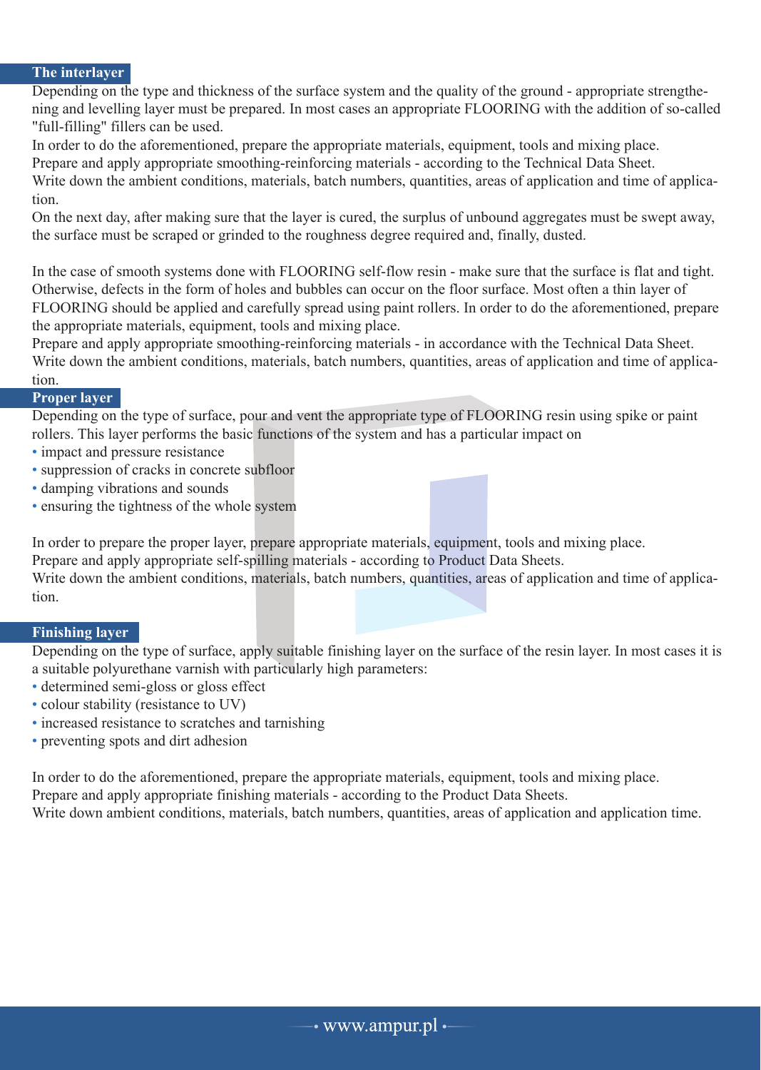## The interlayer

Depending on the type and thickness of the surface system and the quality of the ground - appropriate strengthening and levelling layer must be prepared. In most cases an appropriate FLOORING with the addition of so-called "full-filling" fillers can be used.
In order to do the aforementioned, prepare the appropriate materials, equipment, tools and mixing place.
Prepare and apply appropriate smoothing-reinforcing materials - according to the Technical Data Sheet.
Write down the ambient conditions, materials, batch numbers, quantities, areas of application and time of application.
On the next day, after making sure that the layer is cured, the surplus of unbound aggregates must be swept away, the surface must be scraped or grinded to the roughness degree required and, finally, dusted.

In the case of smooth systems done with FLOORING self-flow resin - make sure that the surface is flat and tight. Otherwise, defects in the form of holes and bubbles can occur on the floor surface. Most often a thin layer of FLOORING should be applied and carefully spread using paint rollers. In order to do the aforementioned, prepare the appropriate materials, equipment, tools and mixing place.
Prepare and apply appropriate smoothing-reinforcing materials - in accordance with the Technical Data Sheet.
Write down the ambient conditions, materials, batch numbers, quantities, areas of application and time of application.

## Proper layer

Depending on the type of surface, pour and vent the appropriate type of FLOORING resin using spike or paint rollers. This layer performs the basic functions of the system and has a particular impact on

- impact and pressure resistance
- suppression of cracks in concrete subfloor
- damping vibrations and sounds
- ensuring the tightness of the whole system

In order to prepare the proper layer, prepare appropriate materials, equipment, tools and mixing place.
Prepare and apply appropriate self-spilling materials - according to Product Data Sheets.
Write down the ambient conditions, materials, batch numbers, quantities, areas of application and time of application.

## Finishing layer

Depending on the type of surface, apply suitable finishing layer on the surface of the resin layer. In most cases it is a suitable polyurethane varnish with particularly high parameters:

- determined semi-gloss or gloss effect
- colour stability (resistance to UV)
- increased resistance to scratches and tarnishing
- preventing spots and dirt adhesion

In order to do the aforementioned, prepare the appropriate materials, equipment, tools and mixing place.
Prepare and apply appropriate finishing materials - according to the Product Data Sheets.
Write down ambient conditions, materials, batch numbers, quantities, areas of application and application time.